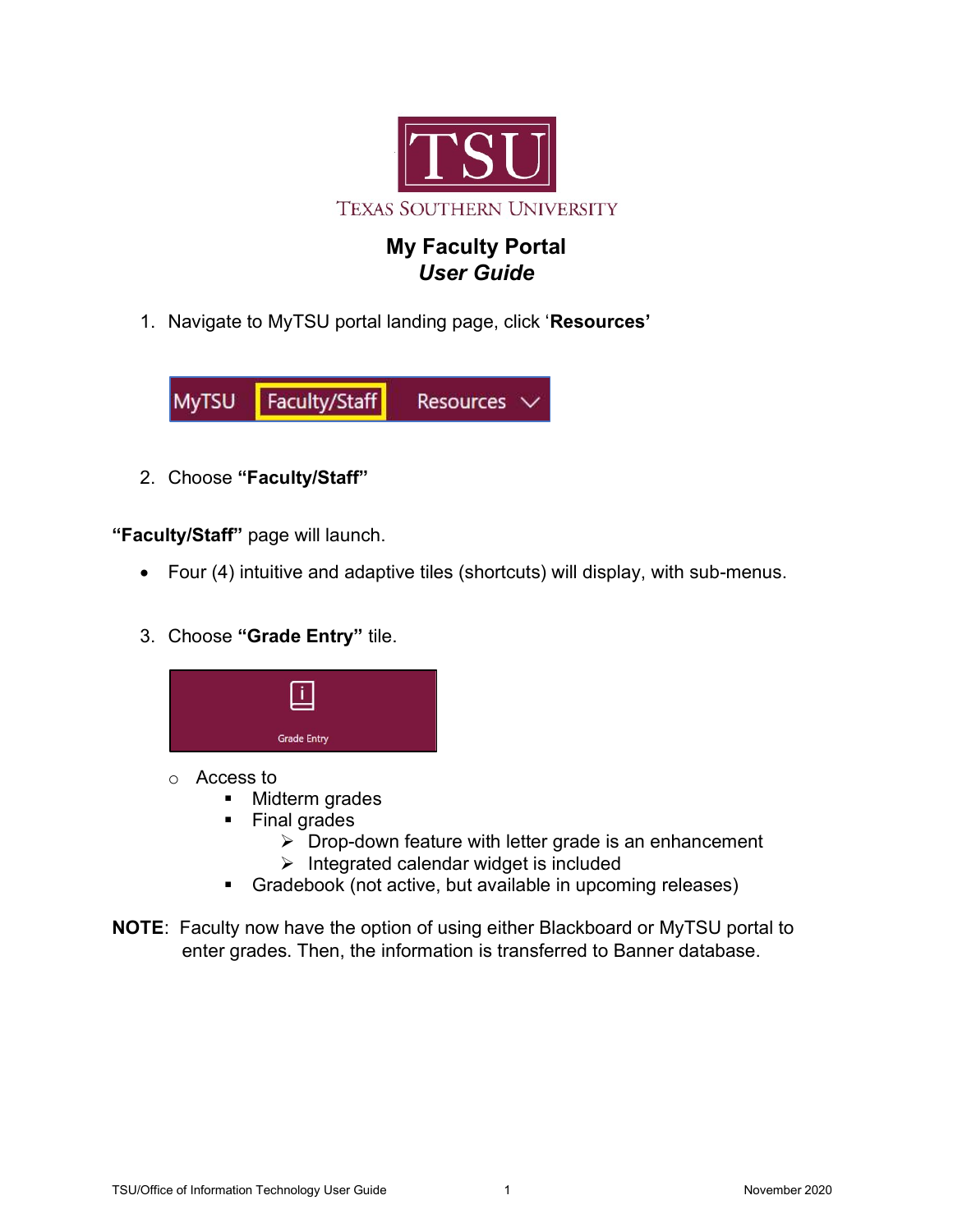# My Faculty Portal
## *User Guide*

1. Navigate to MyTSU portal landing page, click '**Resources'**

2. Choose **"Faculty/Staff"**

**"Faculty/Staff"** page will launch.

- Four (4) intuitive and adaptive tiles (shortcuts) will display, with sub-menus.

3. Choose **"Grade Entry"** tile.

   - Access to
     - Midterm grades
     - Final grades
       - Drop-down feature with letter grade is an enhancement
       - Integrated calendar widget is included
     - Gradebook (not active, but available in upcoming releases)

**NOTE**: Faculty now have the option of using either Blackboard or MyTSU portal to enter grades. Then, the information is transferred to Banner database.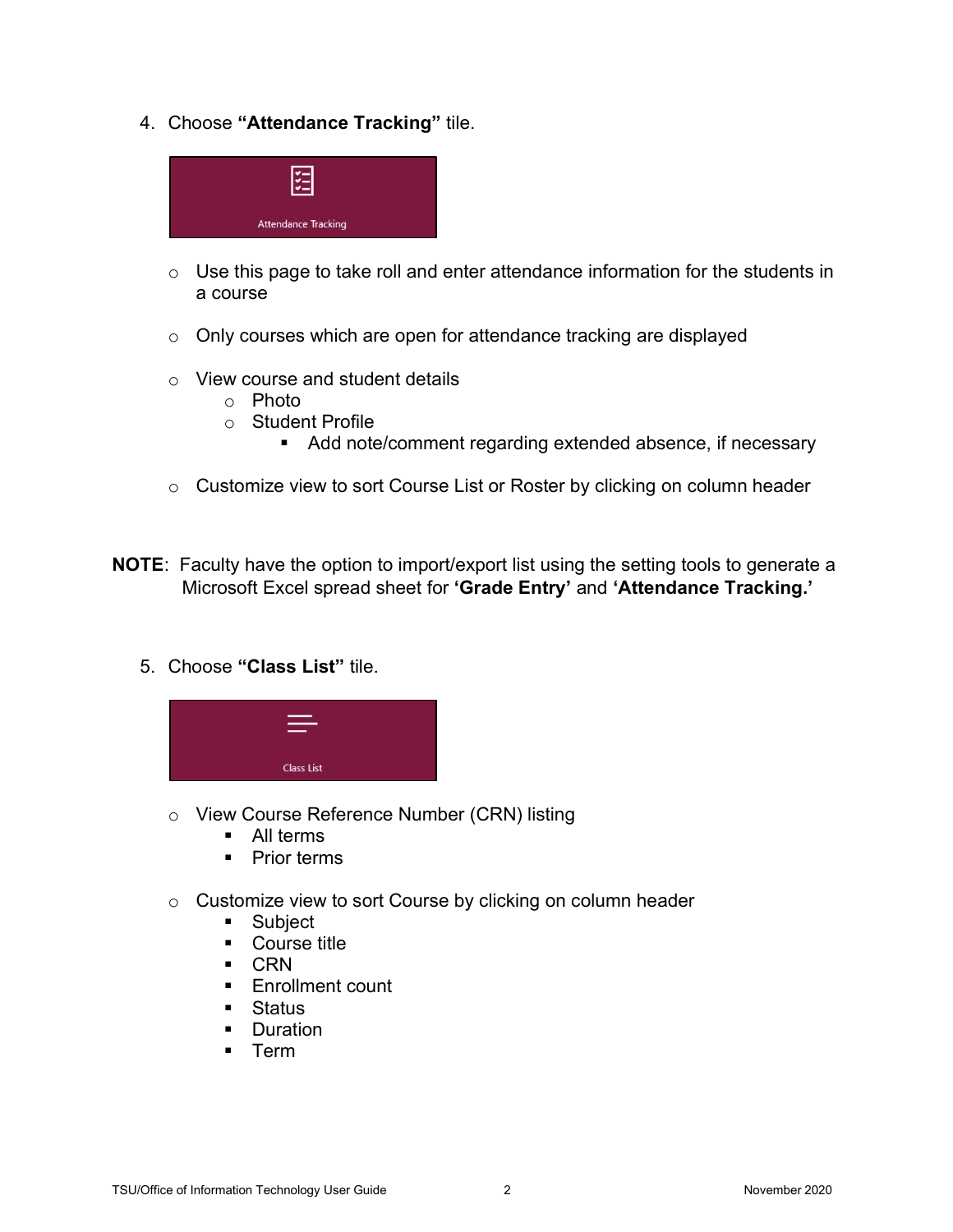4. Choose **"Attendance Tracking"** tile.

   Attendance Tracking

   - Use this page to take roll and enter attendance information for the students in a course
   - Only courses which are open for attendance tracking are displayed
   - View course and student details
     - Photo
     - Student Profile
       - Add note/comment regarding extended absence, if necessary
   - Customize view to sort Course List or Roster by clicking on column header

**NOTE**: Faculty have the option to import/export list using the setting tools to generate a Microsoft Excel spread sheet for **'Grade Entry'** and **'Attendance Tracking.'**

5. Choose **"Class List"** tile.

   Class List

   - View Course Reference Number (CRN) listing
     - All terms
     - Prior terms
   - Customize view to sort Course by clicking on column header
     - Subject
     - Course title
     - CRN
     - Enrollment count
     - Status
     - Duration
     - Term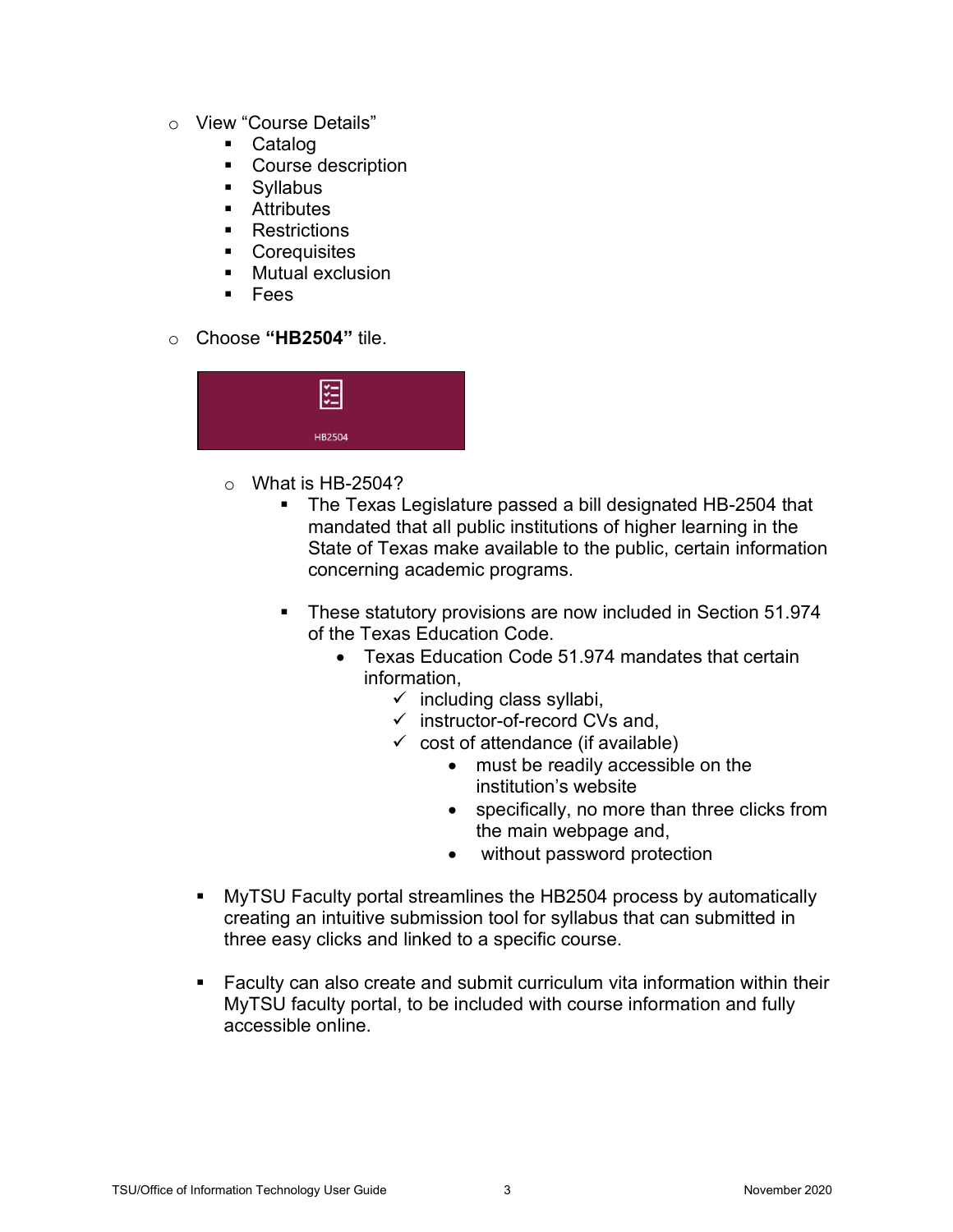- View “Course Details”
  - Catalog
  - Course description
  - Syllabus
  - Attributes
  - Restrictions
  - Corequisites
  - Mutual exclusion
  - Fees

- Choose **“HB2504”** tile.

HB2504

  - What is HB-2504?
    - The Texas Legislature passed a bill designated HB-2504 that mandated that all public institutions of higher learning in the State of Texas make available to the public, certain information concerning academic programs.

    - These statutory provisions are now included in Section 51.974 of the Texas Education Code.
      - Texas Education Code 51.974 mandates that certain information,
        - ✓ including class syllabi,
        - ✓ instructor-of-record CVs and,
        - ✓ cost of attendance (if available)
          - must be readily accessible on the institution’s website
          - specifically, no more than three clicks from the main webpage and,
          - without password protection

- MyTSU Faculty portal streamlines the HB2504 process by automatically creating an intuitive submission tool for syllabus that can submitted in three easy clicks and linked to a specific course.

- Faculty can also create and submit curriculum vita information within their MyTSU faculty portal, to be included with course information and fully accessible online.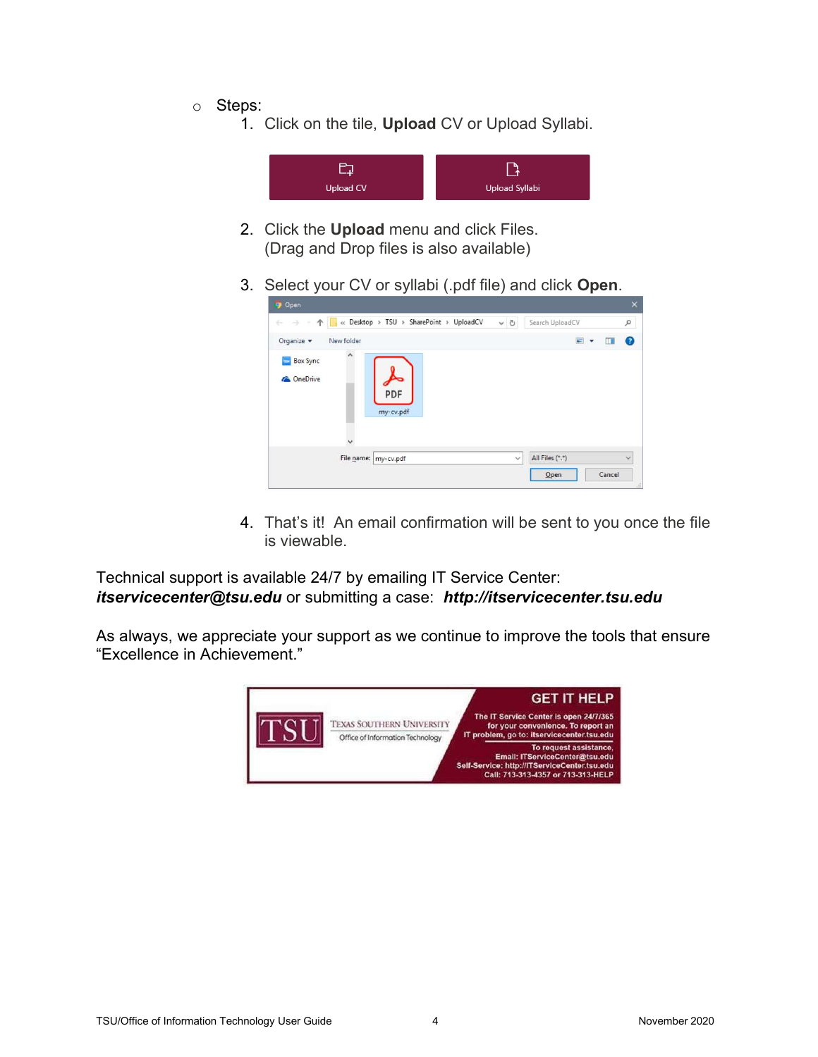- Steps:
  1. Click on the tile, **Upload** CV or Upload Syllabi.
  2. Click the **Upload** menu and click Files. (Drag and Drop files is also available)
  3. Select your CV or syllabi (.pdf file) and click **Open**.
  4. That's it! An email confirmation will be sent to you once the file is viewable.

Technical support is available 24/7 by emailing IT Service Center: ***itservicecenter@tsu.edu*** or submitting a case: ***http://itservicecenter.tsu.edu***

As always, we appreciate your support as we continue to improve the tools that ensure "Excellence in Achievement."